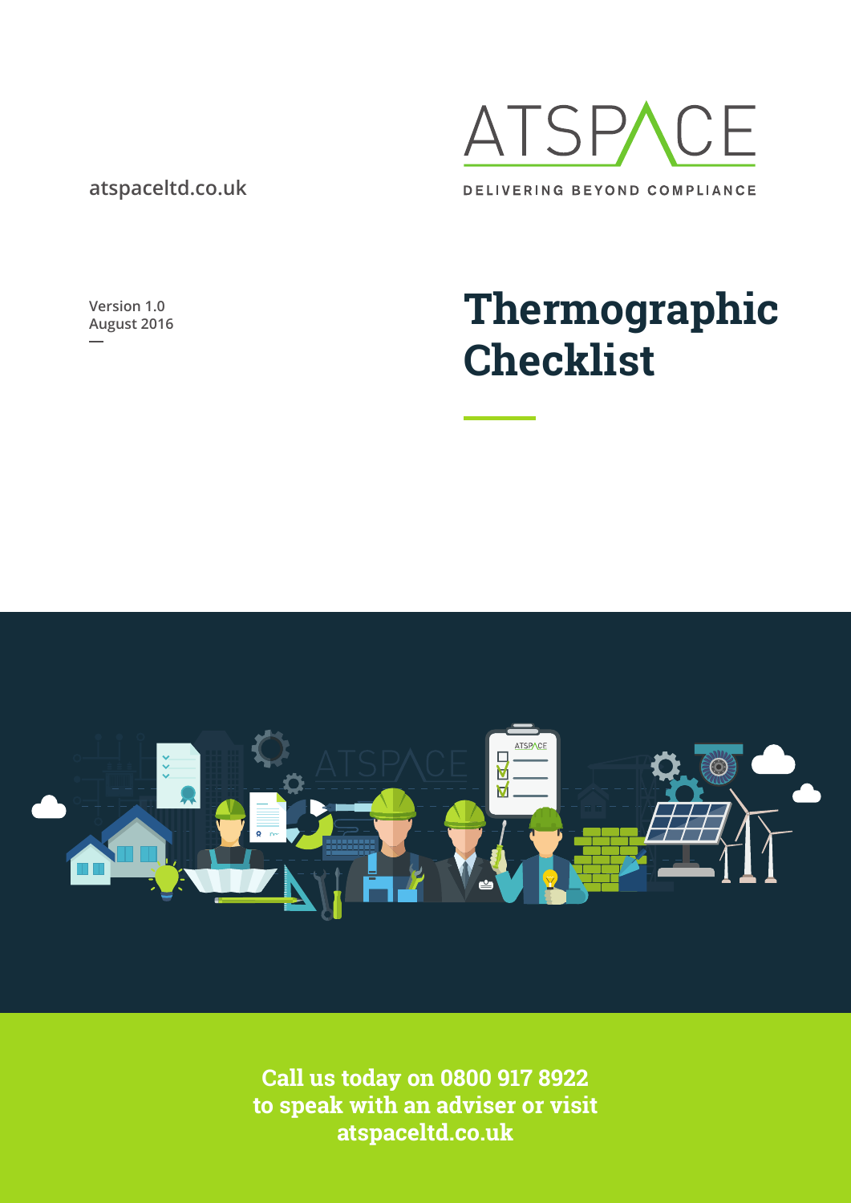atspaceltd.co.uk

ATSPACE

DELIVERING BEYOND COMPLIANCE

Version 1.0
August 2016

# Thermographic Checklist

**Call us today on 0800 917 8922 to speak with an adviser or visit atspaceltd.co.uk**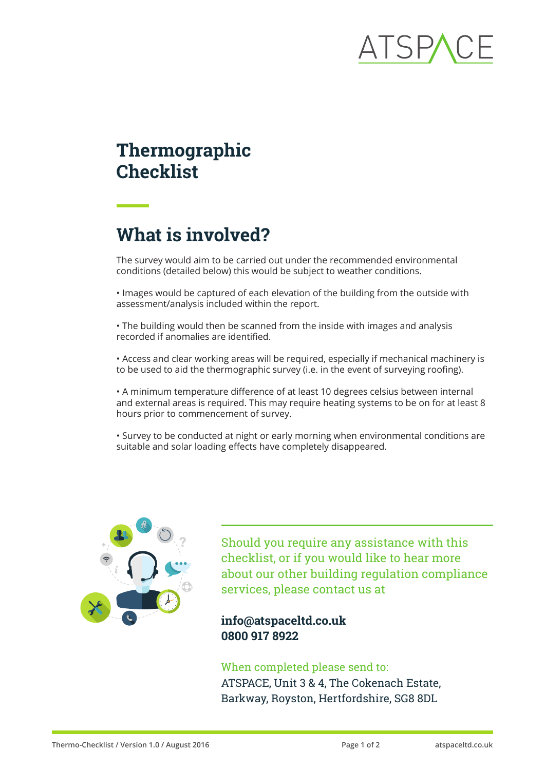ATSPACE

# Thermographic Checklist

## What is involved?

The survey would aim to be carried out under the recommended environmental conditions (detailed below) this would be subject to weather conditions.

• Images would be captured of each elevation of the building from the outside with assessment/analysis included within the report.

• The building would then be scanned from the inside with images and analysis recorded if anomalies are identified.

• Access and clear working areas will be required, especially if mechanical machinery is to be used to aid the thermographic survey (i.e. in the event of surveying roofing).

• A minimum temperature difference of at least 10 degrees celsius between internal and external areas is required. This may require heating systems to be on for at least 8 hours prior to commencement of survey.

• Survey to be conducted at night or early morning when environmental conditions are suitable and solar loading effects have completely disappeared.

Should you require any assistance with this checklist, or if you would like to hear more about our other building regulation compliance services, please contact us at

**info@atspaceltd.co.uk**
**0800 917 8922**

When completed please send to:
ATSPACE, Unit 3 & 4, The Cokenach Estate, Barkway, Royston, Hertfordshire, SG8 8DL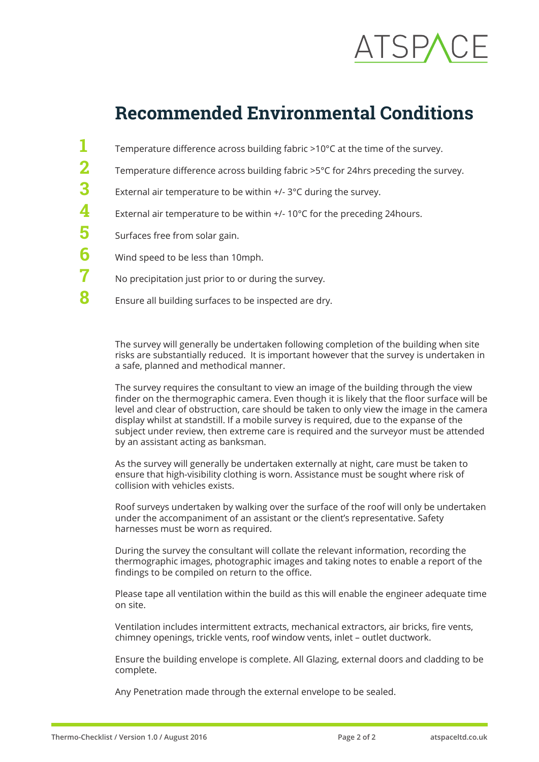# Recommended Environmental Conditions

1. Temperature difference across building fabric >10°C at the time of the survey.
2. Temperature difference across building fabric >5°C for 24hrs preceding the survey.
3. External air temperature to be within +/- 3°C during the survey.
4. External air temperature to be within +/- 10°C for the preceding 24hours.
5. Surfaces free from solar gain.
6. Wind speed to be less than 10mph.
7. No precipitation just prior to or during the survey.
8. Ensure all building surfaces to be inspected are dry.

The survey will generally be undertaken following completion of the building when site risks are substantially reduced. It is important however that the survey is undertaken in a safe, planned and methodical manner.

The survey requires the consultant to view an image of the building through the view finder on the thermographic camera. Even though it is likely that the floor surface will be level and clear of obstruction, care should be taken to only view the image in the camera display whilst at standstill. If a mobile survey is required, due to the expanse of the subject under review, then extreme care is required and the surveyor must be attended by an assistant acting as banksman.

As the survey will generally be undertaken externally at night, care must be taken to ensure that high-visibility clothing is worn. Assistance must be sought where risk of collision with vehicles exists.

Roof surveys undertaken by walking over the surface of the roof will only be undertaken under the accompaniment of an assistant or the client's representative. Safety harnesses must be worn as required.

During the survey the consultant will collate the relevant information, recording the thermographic images, photographic images and taking notes to enable a report of the findings to be compiled on return to the office.

Please tape all ventilation within the build as this will enable the engineer adequate time on site.

Ventilation includes intermittent extracts, mechanical extractors, air bricks, fire vents, chimney openings, trickle vents, roof window vents, inlet – outlet ductwork.

Ensure the building envelope is complete. All Glazing, external doors and cladding to be complete.

Any Penetration made through the external envelope to be sealed.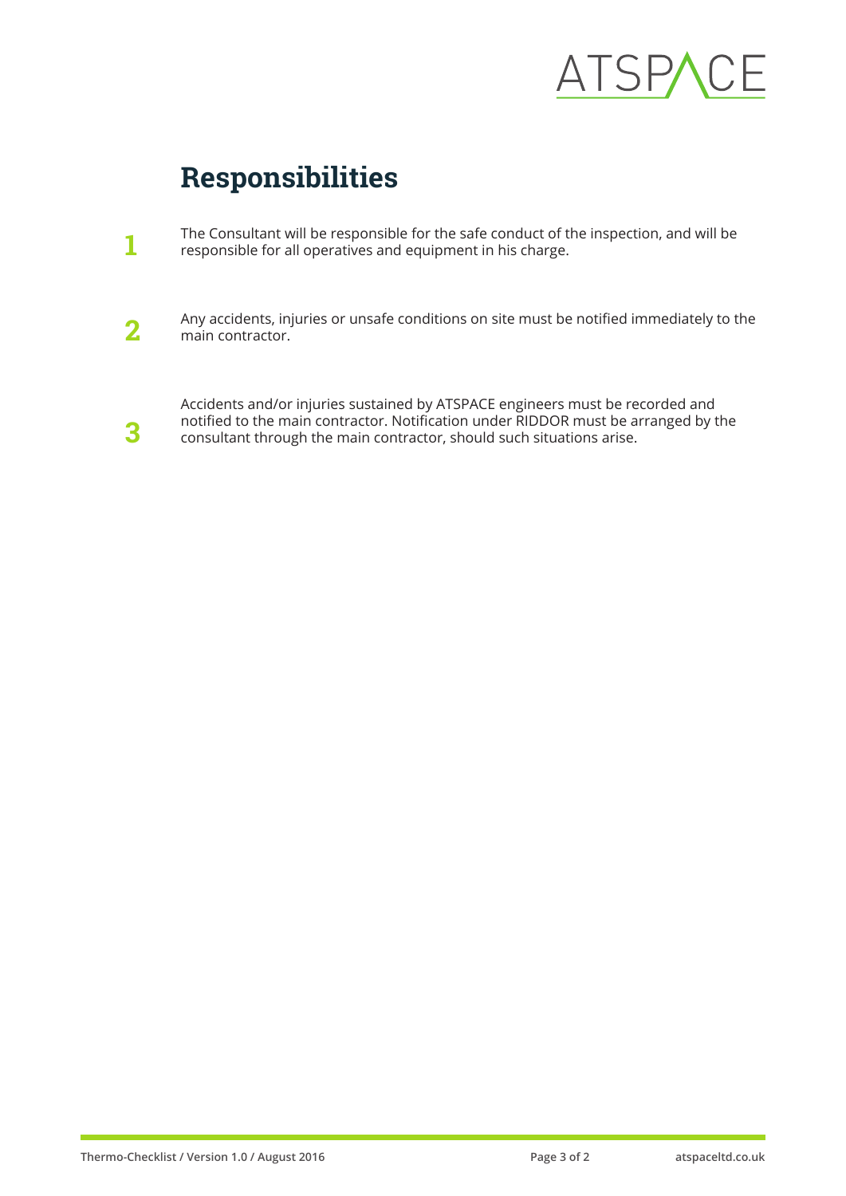# Responsibilities

1. The Consultant will be responsible for the safe conduct of the inspection, and will be responsible for all operatives and equipment in his charge.

2. Any accidents, injuries or unsafe conditions on site must be notified immediately to the main contractor.

3. Accidents and/or injuries sustained by ATSPACE engineers must be recorded and notified to the main contractor. Notification under RIDDOR must be arranged by the consultant through the main contractor, should such situations arise.